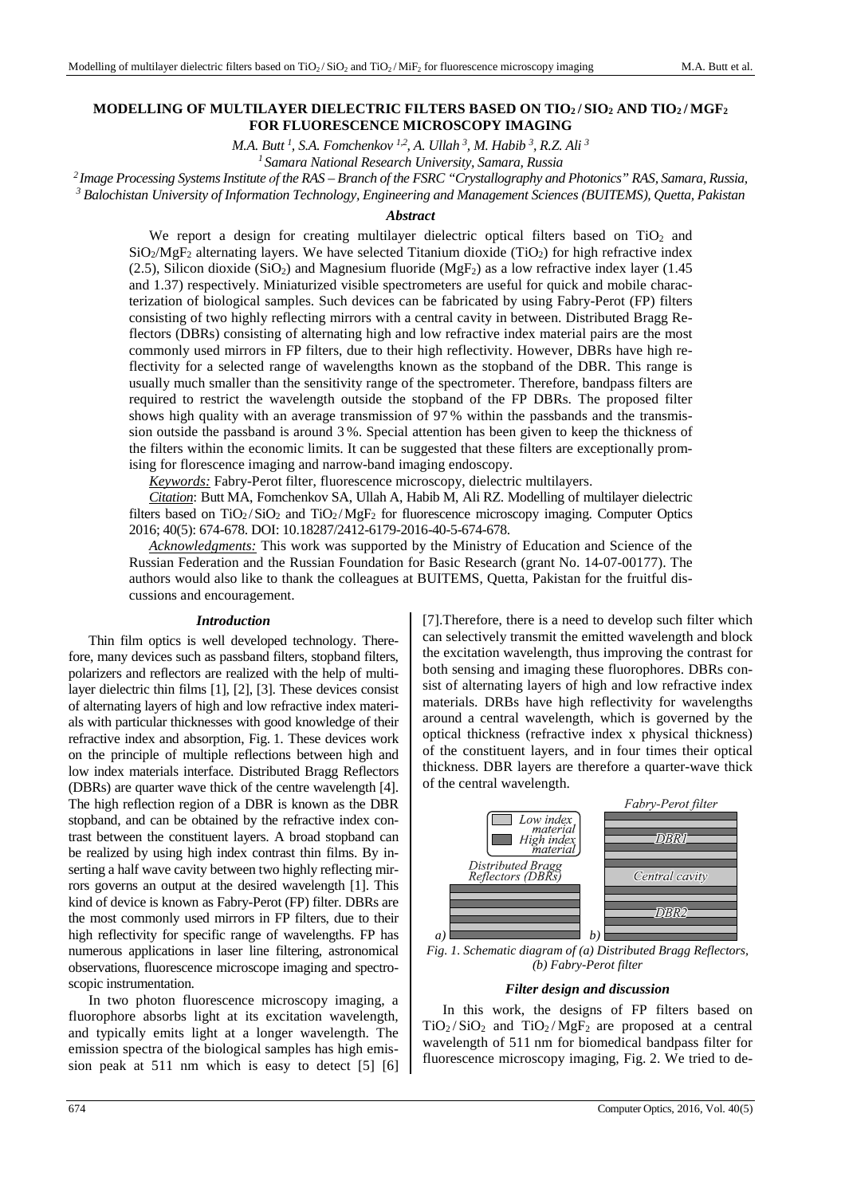# MODELLING OF MULTILAYER DIELECTRIC FILTERS BASED ON $TiO_2$ / $SiO_2$ AND $TiO_2$ / $MgF_2$ FOR FLUORESCENCE MICROSCOPY IMAGING

*M.A. Butt [1], S.A. Fomchenkov [1,2], A. Ullah [3], M. Habib [3], R.Z. Ali [3]*

[1] *Samara National Research University, Samara, Russia*

[2] *Image Processing Systems Institute of the RAS – Branch of the FSRC "Crystallography and Photonics" RAS, Samara, Russia,*

[3] *Balochistan University of Information Technology, Engineering and Management Sciences (BUITEMS), Quetta, Pakistan*

### *Abstract*

We report a design for creating multilayer dielectric optical filters based on $TiO_2$ and $SiO_2/MgF_2$ alternating layers. We have selected Titanium dioxide ($TiO_2$) for high refractive index (2.5), Silicon dioxide ($SiO_2$) and Magnesium fluoride ($MgF_2$) as a low refractive index layer (1.45 and 1.37) respectively. Miniaturized visible spectrometers are useful for quick and mobile characterization of biological samples. Such devices can be fabricated by using Fabry-Perot (FP) filters consisting of two highly reflecting mirrors with a central cavity in between. Distributed Bragg Reflectors (DBRs) consisting of alternating high and low refractive index material pairs are the most commonly used mirrors in FP filters, due to their high reflectivity. However, DBRs have high reflectivity for a selected range of wavelengths known as the stopband of the DBR. This range is usually much smaller than the sensitivity range of the spectrometer. Therefore, bandpass filters are required to restrict the wavelength outside the stopband of the FP DBRs. The proposed filter shows high quality with an average transmission of 97 % within the passbands and the transmission outside the passband is around 3 %. Special attention has been given to keep the thickness of the filters within the economic limits. It can be suggested that these filters are exceptionally promising for florescence imaging and narrow-band imaging endoscopy.

*Keywords:* Fabry-Perot filter, fluorescence microscopy, dielectric multilayers.

*Citation*: Butt MA, Fomchenkov SA, Ullah A, Habib M, Ali RZ. Modelling of multilayer dielectric filters based on $TiO_2$ / $SiO_2$ and $TiO_2$ / $MgF_2$ for fluorescence microscopy imaging. Computer Optics 2016; 40(5): 674-678. DOI: 10.18287/2412-6179-2016-40-5-674-678.

*Acknowledgments:* This work was supported by the Ministry of Education and Science of the Russian Federation and the Russian Foundation for Basic Research (grant No. 14-07-00177). The authors would also like to thank the colleagues at BUITEMS, Quetta, Pakistan for the fruitful discussions and encouragement.

## *Introduction*

Thin film optics is well developed technology. Therefore, many devices such as passband filters, stopband filters, polarizers and reflectors are realized with the help of multilayer dielectric thin films [1], [2], [3]. These devices consist of alternating layers of high and low refractive index materials with particular thicknesses with good knowledge of their refractive index and absorption, Fig. 1. These devices work on the principle of multiple reflections between high and low index materials interface. Distributed Bragg Reflectors (DBRs) are quarter wave thick of the centre wavelength [4]. The high reflection region of a DBR is known as the DBR stopband, and can be obtained by the refractive index contrast between the constituent layers. A broad stopband can be realized by using high index contrast thin films. By inserting a half wave cavity between two highly reflecting mirrors governs an output at the desired wavelength [1]. This kind of device is known as Fabry-Perot (FP) filter. DBRs are the most commonly used mirrors in FP filters, due to their high reflectivity for specific range of wavelengths. FP has numerous applications in laser line filtering, astronomical observations, fluorescence microscope imaging and spectroscopic instrumentation.

In two photon fluorescence microscopy imaging, a fluorophore absorbs light at its excitation wavelength, and typically emits light at a longer wavelength. The emission spectra of the biological samples has high emission peak at 511 nm which is easy to detect [5] [6] [7].Therefore, there is a need to develop such filter which can selectively transmit the emitted wavelength and block the excitation wavelength, thus improving the contrast for both sensing and imaging these fluorophores. DBRs consist of alternating layers of high and low refractive index materials. DRBs have high reflectivity for wavelengths around a central wavelength, which is governed by the optical thickness (refractive index x physical thickness) of the constituent layers, and in four times their optical thickness. DBR layers are therefore a quarter-wave thick of the central wavelength.

*Fig. 1. Schematic diagram of (a) Distributed Bragg Reflectors, (b) Fabry-Perot filter*

## *Filter design and discussion*

In this work, the designs of FP filters based on $TiO_2$ / $SiO_2$ and $TiO_2$ / $MgF_2$ are proposed at a central wavelength of 511 nm for biomedical bandpass filter for fluorescence microscopy imaging, Fig. 2. We tried to de-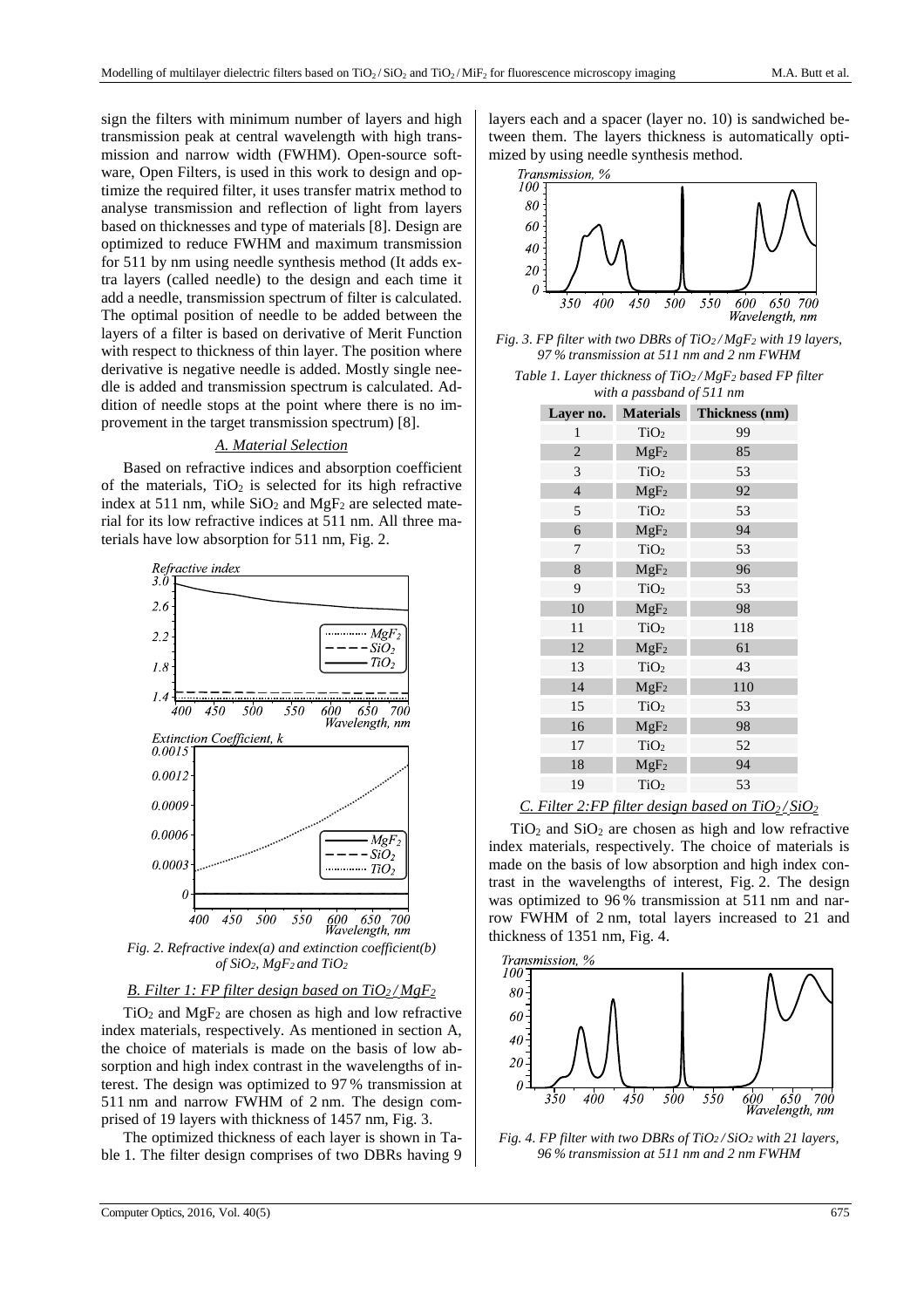sign the filters with minimum number of layers and high transmission peak at central wavelength with high transmission and narrow width (FWHM). Open-source software, Open Filters, is used in this work to design and optimize the required filter, it uses transfer matrix method to analyse transmission and reflection of light from layers based on thicknesses and type of materials [8]. Design are optimized to reduce FWHM and maximum transmission for 511 by nm using needle synthesis method (It adds extra layers (called needle) to the design and each time it add a needle, transmission spectrum of filter is calculated. The optimal position of needle to be added between the layers of a filter is based on derivative of Merit Function with respect to thickness of thin layer. The position where derivative is negative needle is added. Mostly single needle is added and transmission spectrum is calculated. Addition of needle stops at the point where there is no improvement in the target transmission spectrum) [8].

### *A. Material Selection*

Based on refractive indices and absorption coefficient of the materials, $TiO_2$ is selected for its high refractive index at 511 nm, while $SiO_2$ and $MgF_2$ are selected material for its low refractive indices at 511 nm. All three materials have low absorption for 511 nm, Fig. 2.

*Fig. 2. Refractive index(a) and extinction coefficient(b) of $SiO_2$, $MgF_2$ and $TiO_2$*

### *B. Filter 1: FP filter design based on $TiO_2$ / $MgF_2$*

$TiO_2$ and $MgF_2$ are chosen as high and low refractive index materials, respectively. As mentioned in section A, the choice of materials is made on the basis of low absorption and high index contrast in the wavelengths of interest. The design was optimized to 97 % transmission at 511 nm and narrow FWHM of 2 nm. The design comprised of 19 layers with thickness of 1457 nm, Fig. 3.

The optimized thickness of each layer is shown in Table 1. The filter design comprises of two DBRs having 9 layers each and a spacer (layer no. 10) is sandwiched between them. The layers thickness is automatically optimized by using needle synthesis method.

*Fig. 3. FP filter with two DBRs of $TiO_2$ / $MgF_2$ with 19 layers, 97 % transmission at 511 nm and 2 nm FWHM*

*Table 1. Layer thickness of $TiO_2$ / $MgF_2$ based FP filter with a passband of 511 nm*

| Layer no. | Materials | Thickness (nm) |
|---|---|---|
| 1 | $TiO_2$ | 99 |
| 2 | $MgF_2$ | 85 |
| 3 | $TiO_2$ | 53 |
| 4 | $MgF_2$ | 92 |
| 5 | $TiO_2$ | 53 |
| 6 | $MgF_2$ | 94 |
| 7 | $TiO_2$ | 53 |
| 8 | $MgF_2$ | 96 |
| 9 | $TiO_2$ | 53 |
| 10 | $MgF_2$ | 98 |
| 11 | $TiO_2$ | 118 |
| 12 | $MgF_2$ | 61 |
| 13 | $TiO_2$ | 43 |
| 14 | $MgF_2$ | 110 |
| 15 | $TiO_2$ | 53 |
| 16 | $MgF_2$ | 98 |
| 17 | $TiO_2$ | 52 |
| 18 | $MgF_2$ | 94 |
| 19 | $TiO_2$ | 53 |

### *C. Filter 2:FP filter design based on $TiO_2$ / $SiO_2$*

$TiO_2$ and $SiO_2$ are chosen as high and low refractive index materials, respectively. The choice of materials is made on the basis of low absorption and high index contrast in the wavelengths of interest, Fig. 2. The design was optimized to 96 % transmission at 511 nm and narrow FWHM of 2 nm, total layers increased to 21 and thickness of 1351 nm, Fig. 4.

*Fig. 4. FP filter with two DBRs of $TiO_2$ / $SiO_2$ with 21 layers, 96 % transmission at 511 nm and 2 nm FWHM*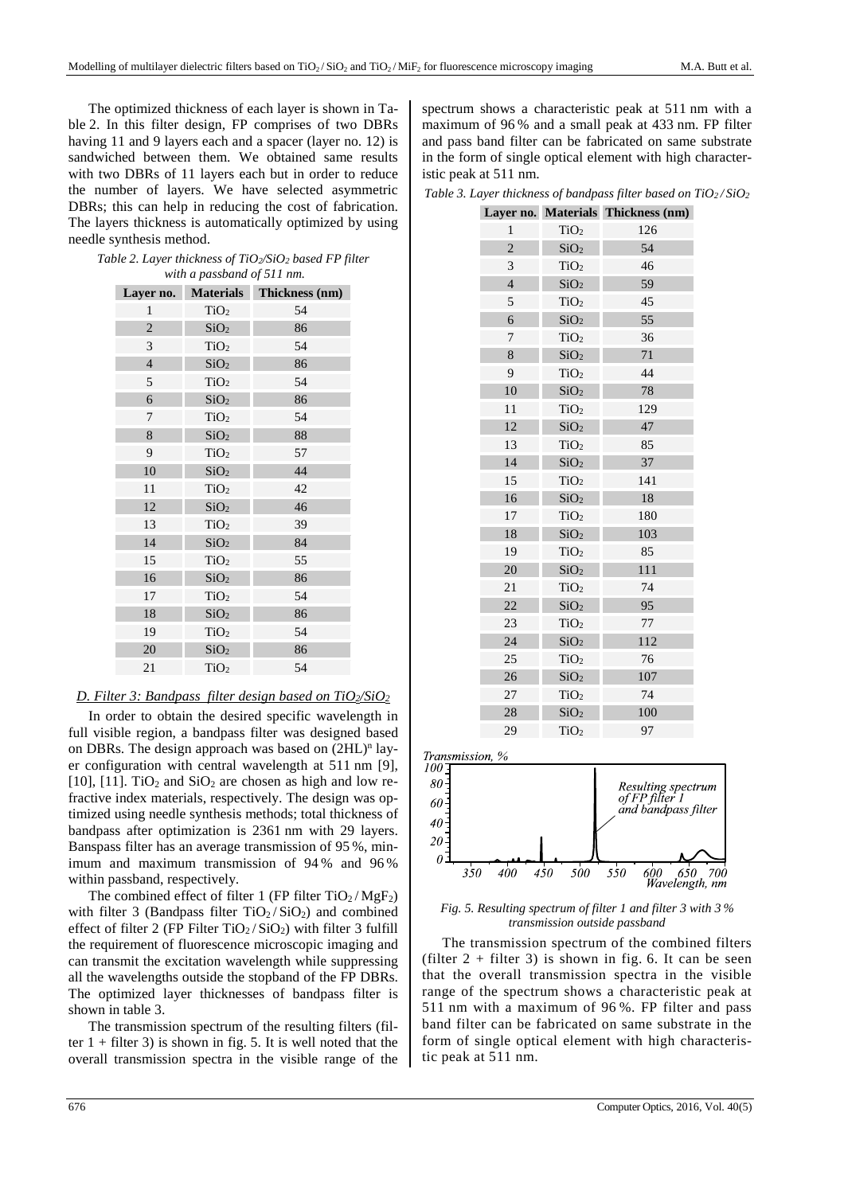The optimized thickness of each layer is shown in Table 2. In this filter design, FP comprises of two DBRs having 11 and 9 layers each and a spacer (layer no. 12) is sandwiched between them. We obtained same results with two DBRs of 11 layers each but in order to reduce the number of layers. We have selected asymmetric DBRs; this can help in reducing the cost of fabrication. The layers thickness is automatically optimized by using needle synthesis method.

*Table 2. Layer thickness of $TiO_2$/$SiO_2$ based FP filter with a passband of 511 nm.*

| Layer no. | Materials | Thickness (nm) |
|---|---|---|
| 1 | $TiO_2$ | 54 |
| 2 | $SiO_2$ | 86 |
| 3 | $TiO_2$ | 54 |
| 4 | $SiO_2$ | 86 |
| 5 | $TiO_2$ | 54 |
| 6 | $SiO_2$ | 86 |
| 7 | $TiO_2$ | 54 |
| 8 | $SiO_2$ | 88 |
| 9 | $TiO_2$ | 57 |
| 10 | $SiO_2$ | 44 |
| 11 | $TiO_2$ | 42 |
| 12 | $SiO_2$ | 46 |
| 13 | $TiO_2$ | 39 |
| 14 | $SiO_2$ | 84 |
| 15 | $TiO_2$ | 55 |
| 16 | $SiO_2$ | 86 |
| 17 | $TiO_2$ | 54 |
| 18 | $SiO_2$ | 86 |
| 19 | $TiO_2$ | 54 |
| 20 | $SiO_2$ | 86 |
| 21 | $TiO_2$ | 54 |

### *D. Filter 3: Bandpass filter design based on $TiO_2$/$SiO_2$*

In order to obtain the desired specific wavelength in full visible region, a bandpass filter was designed based on DBRs. The design approach was based on $(2HL)^n$ layer configuration with central wavelength at 511 nm [9], [10], [11]. $TiO_2$ and $SiO_2$ are chosen as high and low refractive index materials, respectively. The design was optimized using needle synthesis methods; total thickness of bandpass after optimization is 2361 nm with 29 layers. Banspass filter has an average transmission of 95 %, minimum and maximum transmission of 94 % and 96 % within passband, respectively.

The combined effect of filter 1 (FP filter $TiO_2$ / $MgF_2$) with filter 3 (Bandpass filter $TiO_2$ / $SiO_2$) and combined effect of filter 2 (FP Filter $TiO_2$ / $SiO_2$) with filter 3 fulfill the requirement of fluorescence microscopic imaging and can transmit the excitation wavelength while suppressing all the wavelengths outside the stopband of the FP DBRs. The optimized layer thicknesses of bandpass filter is shown in table 3.

The transmission spectrum of the resulting filters (filter 1 + filter 3) is shown in fig. 5. It is well noted that the overall transmission spectra in the visible range of the spectrum shows a characteristic peak at 511 nm with a maximum of 96 % and a small peak at 433 nm. FP filter and pass band filter can be fabricated on same substrate in the form of single optical element with high characteristic peak at 511 nm.

*Table 3. Layer thickness of bandpass filter based on $TiO_2$ / $SiO_2$*

| Layer no. | Materials | Thickness (nm) |
|---|---|---|
| 1 | $TiO_2$ | 126 |
| 2 | $SiO_2$ | 54 |
| 3 | $TiO_2$ | 46 |
| 4 | $SiO_2$ | 59 |
| 5 | $TiO_2$ | 45 |
| 6 | $SiO_2$ | 55 |
| 7 | $TiO_2$ | 36 |
| 8 | $SiO_2$ | 71 |
| 9 | $TiO_2$ | 44 |
| 10 | $SiO_2$ | 78 |
| 11 | $TiO_2$ | 129 |
| 12 | $SiO_2$ | 47 |
| 13 | $TiO_2$ | 85 |
| 14 | $SiO_2$ | 37 |
| 15 | $TiO_2$ | 141 |
| 16 | $SiO_2$ | 18 |
| 17 | $TiO_2$ | 180 |
| 18 | $SiO_2$ | 103 |
| 19 | $TiO_2$ | 85 |
| 20 | $SiO_2$ | 111 |
| 21 | $TiO_2$ | 74 |
| 22 | $SiO_2$ | 95 |
| 23 | $TiO_2$ | 77 |
| 24 | $SiO_2$ | 112 |
| 25 | $TiO_2$ | 76 |
| 26 | $SiO_2$ | 107 |
| 27 | $TiO_2$ | 74 |
| 28 | $SiO_2$ | 100 |
| 29 | $TiO_2$ | 97 |

*Fig. 5. Resulting spectrum of filter 1 and filter 3 with 3 % transmission outside passband*

The transmission spectrum of the combined filters (filter 2 + filter 3) is shown in fig. 6. It can be seen that the overall transmission spectra in the visible range of the spectrum shows a characteristic peak at 511 nm with a maximum of 96 %. FP filter and pass band filter can be fabricated on same substrate in the form of single optical element with high characteristic peak at 511 nm.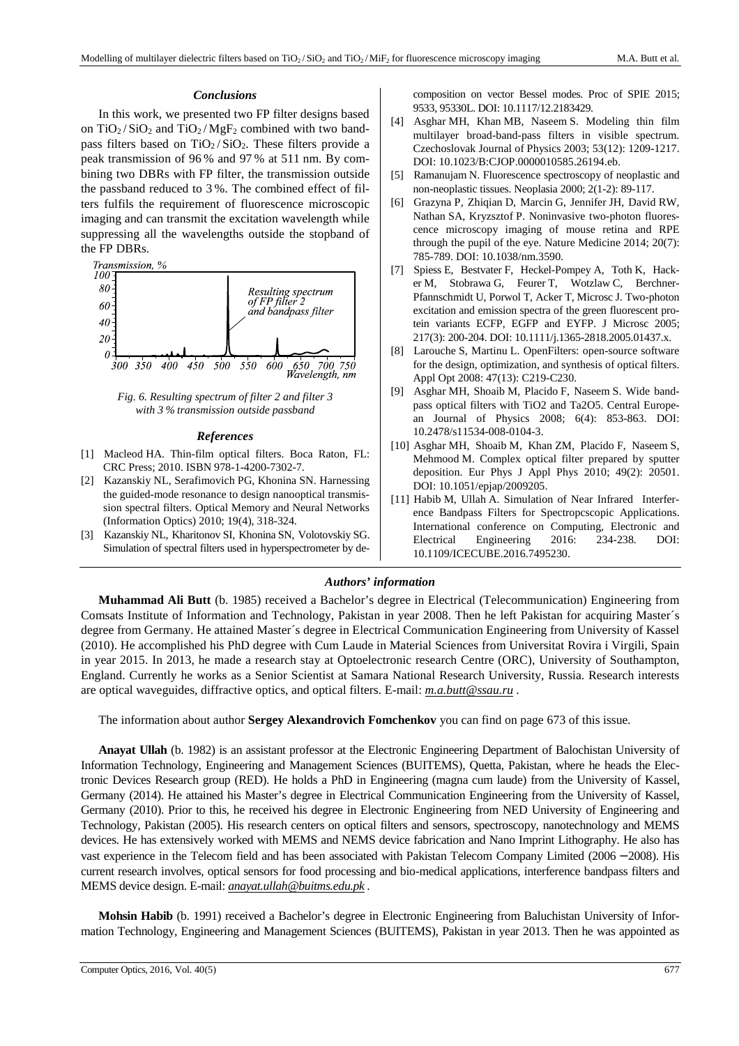### Conclusions

In this work, we presented two FP filter designs based on $TiO_2$ / $SiO_2$ and $TiO_2$ / $MgF_2$ combined with two bandpass filters based on $TiO_2$ / $SiO_2$. These filters provide a peak transmission of 96 % and 97 % at 511 nm. By combining two DBRs with FP filter, the transmission outside the passband reduced to 3 %. The combined effect of filters fulfils the requirement of fluorescence microscopic imaging and can transmit the excitation wavelength while suppressing all the wavelengths outside the stopband of the FP DBRs.

*Fig. 6. Resulting spectrum of filter 2 and filter 3 with 3 % transmission outside passband*

### References

[1] Macleod HA. Thin-film optical filters. Boca Raton, FL: CRC Press; 2010. ISBN 978-1-4200-7302-7.

[2] Kazanskiy NL, Serafimovich PG, Khonina SN. Harnessing the guided-mode resonance to design nanooptical transmission spectral filters. Optical Memory and Neural Networks (Information Optics) 2010; 19(4), 318-324.

[3] Kazanskiy NL, Kharitonov SI, Khonina SN, Volotovskiy SG. Simulation of spectral filters used in hyperspectrometer by decomposition on vector Bessel modes. Proc of SPIE 2015; 9533, 95330L. DOI: 10.1117/12.2183429.

[4] Asghar MH, Khan MB, Naseem S. Modeling thin film multilayer broad-band-pass filters in visible spectrum. Czechoslovak Journal of Physics 2003; 53(12): 1209-1217. DOI: 10.1023/B:CJOP.0000010585.26194.eb.

[5] Ramanujam N. Fluorescence spectroscopy of neoplastic and non-neoplastic tissues. Neoplasia 2000; 2(1-2): 89-117.

[6] Grazyna P, Zhiqian D, Marcin G, Jennifer JH, David RW, Nathan SA, Kryzsztof P. Noninvasive two-photon fluorescence microscopy imaging of mouse retina and RPE through the pupil of the eye. Nature Medicine 2014; 20(7): 785-789. DOI: 10.1038/nm.3590.

[7] Spiess E, Bestvater F, Heckel-Pompey A, Toth K, Hacker M, Stobrawa G, Feurer T, Wotzlaw C, Berchner-Pfannschmidt U, Porwol T, Acker T, Microsc J. Two-photon excitation and emission spectra of the green fluorescent protein variants ECFP, EGFP and EYFP. J Microsc 2005; 217(3): 200-204. DOI: 10.1111/j.1365-2818.2005.01437.x.

[8] Larouche S, Martinu L. OpenFilters: open-source software for the design, optimization, and synthesis of optical filters. Appl Opt 2008: 47(13): C219-C230.

[9] Asghar MH, Shoaib M, Placido F, Naseem S. Wide bandpass optical filters with TiO2 and Ta2O5. Central European Journal of Physics 2008; 6(4): 853-863. DOI: 10.2478/s11534-008-0104-3.

[10] Asghar MH, Shoaib M, Khan ZM, Placido F, Naseem S, Mehmood M. Complex optical filter prepared by sputter deposition. Eur Phys J Appl Phys 2010; 49(2): 20501. DOI: 10.1051/epjap/2009205.

[11] Habib M, Ullah A. Simulation of Near Infrared Interference Bandpass Filters for Spectropcscopic Applications. International conference on Computing, Electronic and Electrical Engineering 2016: 234-238. DOI: 10.1109/ICECUBE.2016.7495230.

### Authors' information

**Muhammad Ali Butt** (b. 1985) received a Bachelor's degree in Electrical (Telecommunication) Engineering from Comsats Institute of Information and Technology, Pakistan in year 2008. Then he left Pakistan for acquiring Master´s degree from Germany. He attained Master´s degree in Electrical Communication Engineering from University of Kassel (2010). He accomplished his PhD degree with Cum Laude in Material Sciences from Universitat Rovira i Virgili, Spain in year 2015. In 2013, he made a research stay at Optoelectronic research Centre (ORC), University of Southampton, England. Currently he works as a Senior Scientist at Samara National Research University, Russia. Research interests are optical waveguides, diffractive optics, and optical filters. E-mail: *m.a.butt@ssau.ru* .

The information about author **Sergey Alexandrovich Fomchenkov** you can find on page 673 of this issue.

**Anayat Ullah** (b. 1982) is an assistant professor at the Electronic Engineering Department of Balochistan University of Information Technology, Engineering and Management Sciences (BUITEMS), Quetta, Pakistan, where he heads the Electronic Devices Research group (RED). He holds a PhD in Engineering (magna cum laude) from the University of Kassel, Germany (2014). He attained his Master's degree in Electrical Communication Engineering from the University of Kassel, Germany (2010). Prior to this, he received his degree in Electronic Engineering from NED University of Engineering and Technology, Pakistan (2005). His research centers on optical filters and sensors, spectroscopy, nanotechnology and MEMS devices. He has extensively worked with MEMS and NEMS device fabrication and Nano Imprint Lithography. He also has vast experience in the Telecom field and has been associated with Pakistan Telecom Company Limited (2006 – 2008). His current research involves, optical sensors for food processing and bio-medical applications, interference bandpass filters and MEMS device design. E-mail: *anayat.ullah@buitms.edu.pk* .

**Mohsin Habib** (b. 1991) received a Bachelor's degree in Electronic Engineering from Baluchistan University of Information Technology, Engineering and Management Sciences (BUITEMS), Pakistan in year 2013. Then he was appointed as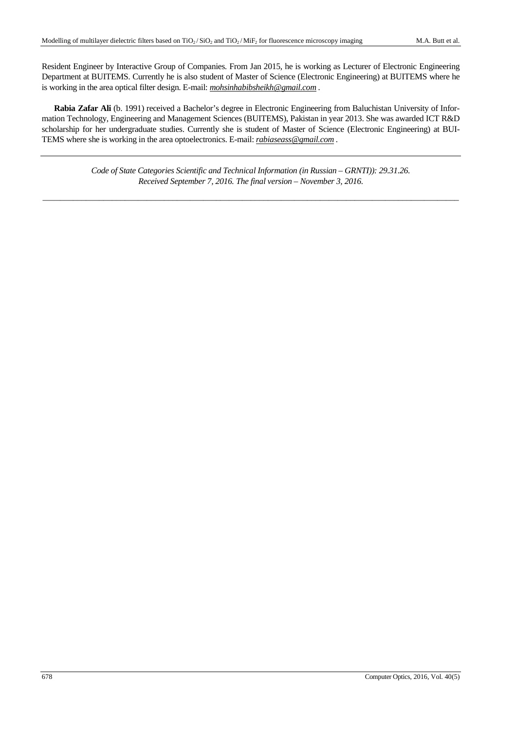Resident Engineer by Interactive Group of Companies. From Jan 2015, he is working as Lecturer of Electronic Engineering Department at BUITEMS. Currently he is also student of Master of Science (Electronic Engineering) at BUITEMS where he is working in the area optical filter design. E-mail: *mohsinhabibsheikh@gmail.com* .

**Rabia Zafar Ali** (b. 1991) received a Bachelor's degree in Electronic Engineering from Baluchistan University of Information Technology, Engineering and Management Sciences (BUITEMS), Pakistan in year 2013. She was awarded ICT R&D scholarship for her undergraduate studies. Currently she is student of Master of Science (Electronic Engineering) at BUITEMS where she is working in the area optoelectronics. E-mail: *rabiaseass@gmail.com* .

---

*Code of State Categories Scientific and Technical Information (in Russian – GRNTI)): 29.31.26.*
*Received September 7, 2016. The final version – November 3, 2016.*

---